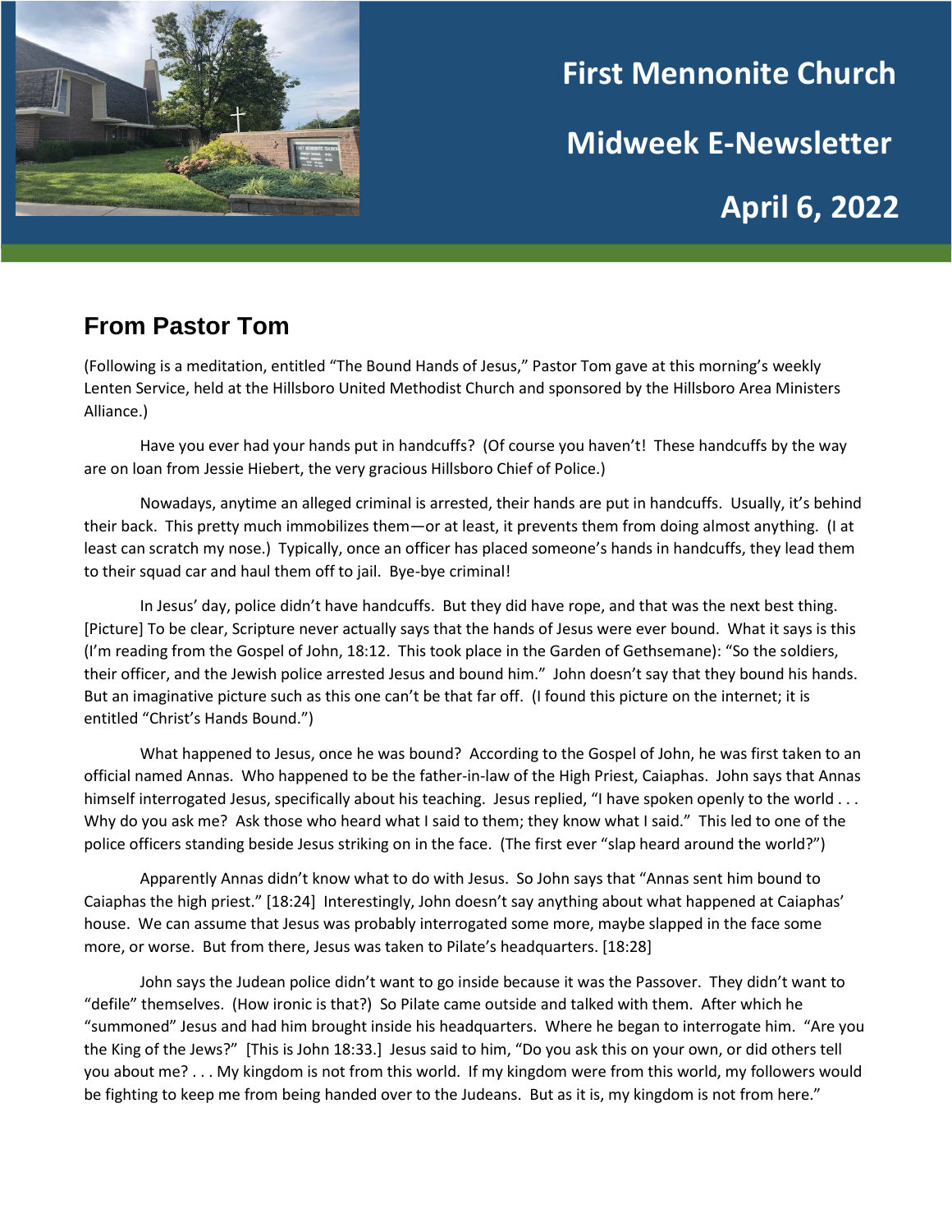# First Mennonite Church

# Midweek E-Newsletter

# April 6, 2022

## From Pastor Tom

(Following is a meditation, entitled "The Bound Hands of Jesus," Pastor Tom gave at this morning's weekly Lenten Service, held at the Hillsboro United Methodist Church and sponsored by the Hillsboro Area Ministers Alliance.)

Have you ever had your hands put in handcuffs? (Of course you haven't! These handcuffs by the way are on loan from Jessie Hiebert, the very gracious Hillsboro Chief of Police.)

Nowadays, anytime an alleged criminal is arrested, their hands are put in handcuffs. Usually, it's behind their back. This pretty much immobilizes them—or at least, it prevents them from doing almost anything. (I at least can scratch my nose.) Typically, once an officer has placed someone's hands in handcuffs, they lead them to their squad car and haul them off to jail. Bye-bye criminal!

In Jesus' day, police didn't have handcuffs. But they did have rope, and that was the next best thing. [Picture] To be clear, Scripture never actually says that the hands of Jesus were ever bound. What it says is this (I'm reading from the Gospel of John, 18:12. This took place in the Garden of Gethsemane): "So the soldiers, their officer, and the Jewish police arrested Jesus and bound him." John doesn't say that they bound his hands. But an imaginative picture such as this one can't be that far off. (I found this picture on the internet; it is entitled "Christ's Hands Bound.")

What happened to Jesus, once he was bound? According to the Gospel of John, he was first taken to an official named Annas. Who happened to be the father-in-law of the High Priest, Caiaphas. John says that Annas himself interrogated Jesus, specifically about his teaching. Jesus replied, "I have spoken openly to the world . . . Why do you ask me? Ask those who heard what I said to them; they know what I said." This led to one of the police officers standing beside Jesus striking on in the face. (The first ever "slap heard around the world?")

Apparently Annas didn't know what to do with Jesus. So John says that "Annas sent him bound to Caiaphas the high priest." [18:24] Interestingly, John doesn't say anything about what happened at Caiaphas' house. We can assume that Jesus was probably interrogated some more, maybe slapped in the face some more, or worse. But from there, Jesus was taken to Pilate's headquarters. [18:28]

John says the Judean police didn't want to go inside because it was the Passover. They didn't want to "defile" themselves. (How ironic is that?) So Pilate came outside and talked with them. After which he "summoned" Jesus and had him brought inside his headquarters. Where he began to interrogate him. "Are you the King of the Jews?" [This is John 18:33.] Jesus said to him, "Do you ask this on your own, or did others tell you about me? . . . My kingdom is not from this world. If my kingdom were from this world, my followers would be fighting to keep me from being handed over to the Judeans. But as it is, my kingdom is not from here."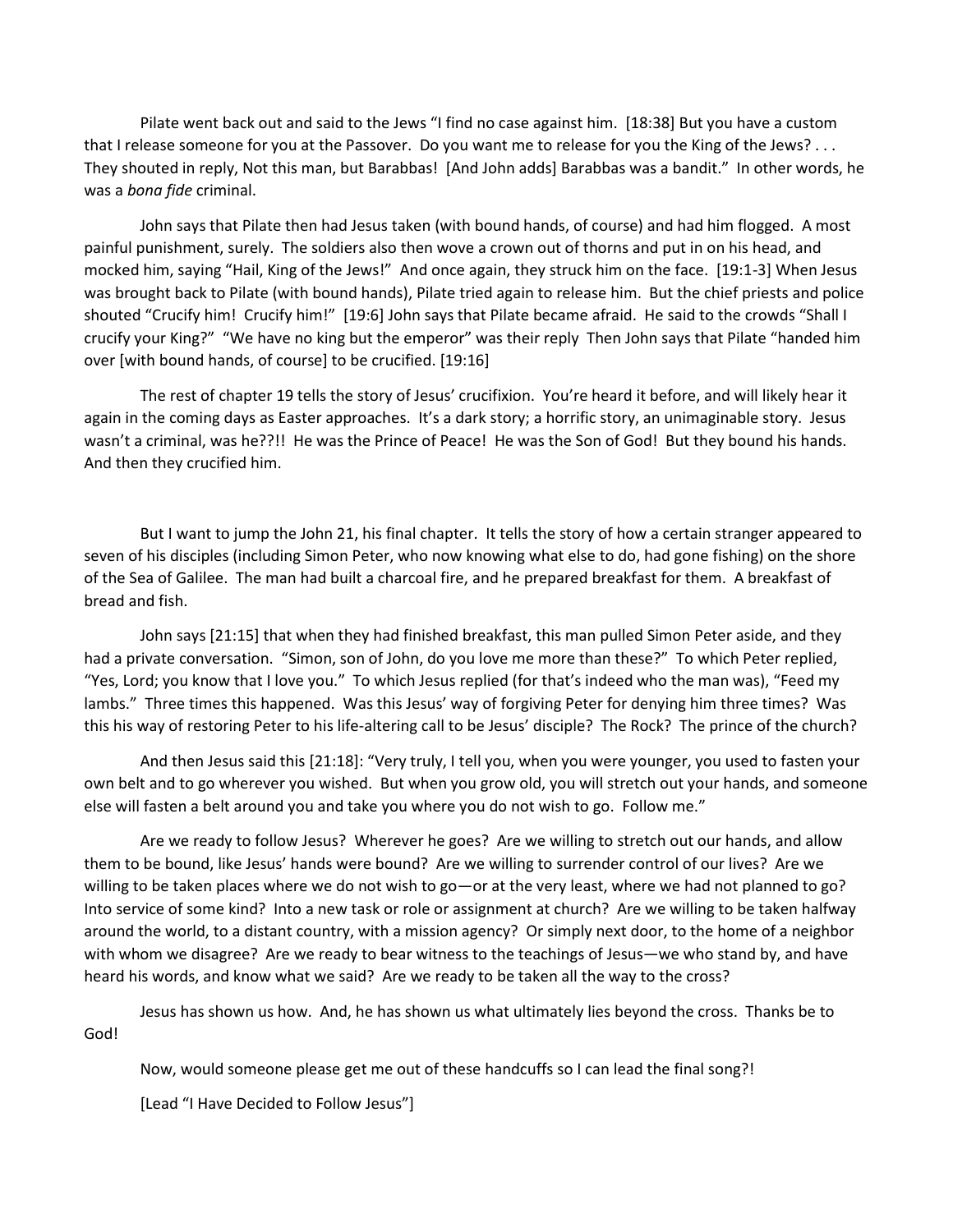Pilate went back out and said to the Jews "I find no case against him. [18:38] But you have a custom that I release someone for you at the Passover. Do you want me to release for you the King of the Jews? . . . They shouted in reply, Not this man, but Barabbas! [And John adds] Barabbas was a bandit." In other words, he was a *bona fide* criminal.

John says that Pilate then had Jesus taken (with bound hands, of course) and had him flogged. A most painful punishment, surely. The soldiers also then wove a crown out of thorns and put in on his head, and mocked him, saying "Hail, King of the Jews!" And once again, they struck him on the face. [19:1-3] When Jesus was brought back to Pilate (with bound hands), Pilate tried again to release him. But the chief priests and police shouted "Crucify him! Crucify him!" [19:6] John says that Pilate became afraid. He said to the crowds "Shall I crucify your King?" "We have no king but the emperor" was their reply Then John says that Pilate "handed him over [with bound hands, of course] to be crucified. [19:16]

The rest of chapter 19 tells the story of Jesus' crucifixion. You're heard it before, and will likely hear it again in the coming days as Easter approaches. It's a dark story; a horrific story, an unimaginable story. Jesus wasn't a criminal, was he??!! He was the Prince of Peace! He was the Son of God! But they bound his hands. And then they crucified him.

But I want to jump the John 21, his final chapter. It tells the story of how a certain stranger appeared to seven of his disciples (including Simon Peter, who now knowing what else to do, had gone fishing) on the shore of the Sea of Galilee. The man had built a charcoal fire, and he prepared breakfast for them. A breakfast of bread and fish.

John says [21:15] that when they had finished breakfast, this man pulled Simon Peter aside, and they had a private conversation. "Simon, son of John, do you love me more than these?" To which Peter replied, "Yes, Lord; you know that I love you." To which Jesus replied (for that's indeed who the man was), "Feed my lambs." Three times this happened. Was this Jesus' way of forgiving Peter for denying him three times? Was this his way of restoring Peter to his life-altering call to be Jesus' disciple? The Rock? The prince of the church?

And then Jesus said this [21:18]: "Very truly, I tell you, when you were younger, you used to fasten your own belt and to go wherever you wished. But when you grow old, you will stretch out your hands, and someone else will fasten a belt around you and take you where you do not wish to go. Follow me."

Are we ready to follow Jesus? Wherever he goes? Are we willing to stretch out our hands, and allow them to be bound, like Jesus' hands were bound? Are we willing to surrender control of our lives? Are we willing to be taken places where we do not wish to go—or at the very least, where we had not planned to go? Into service of some kind? Into a new task or role or assignment at church? Are we willing to be taken halfway around the world, to a distant country, with a mission agency? Or simply next door, to the home of a neighbor with whom we disagree? Are we ready to bear witness to the teachings of Jesus—we who stand by, and have heard his words, and know what we said? Are we ready to be taken all the way to the cross?

Jesus has shown us how. And, he has shown us what ultimately lies beyond the cross. Thanks be to God!

Now, would someone please get me out of these handcuffs so I can lead the final song?!

[Lead "I Have Decided to Follow Jesus"]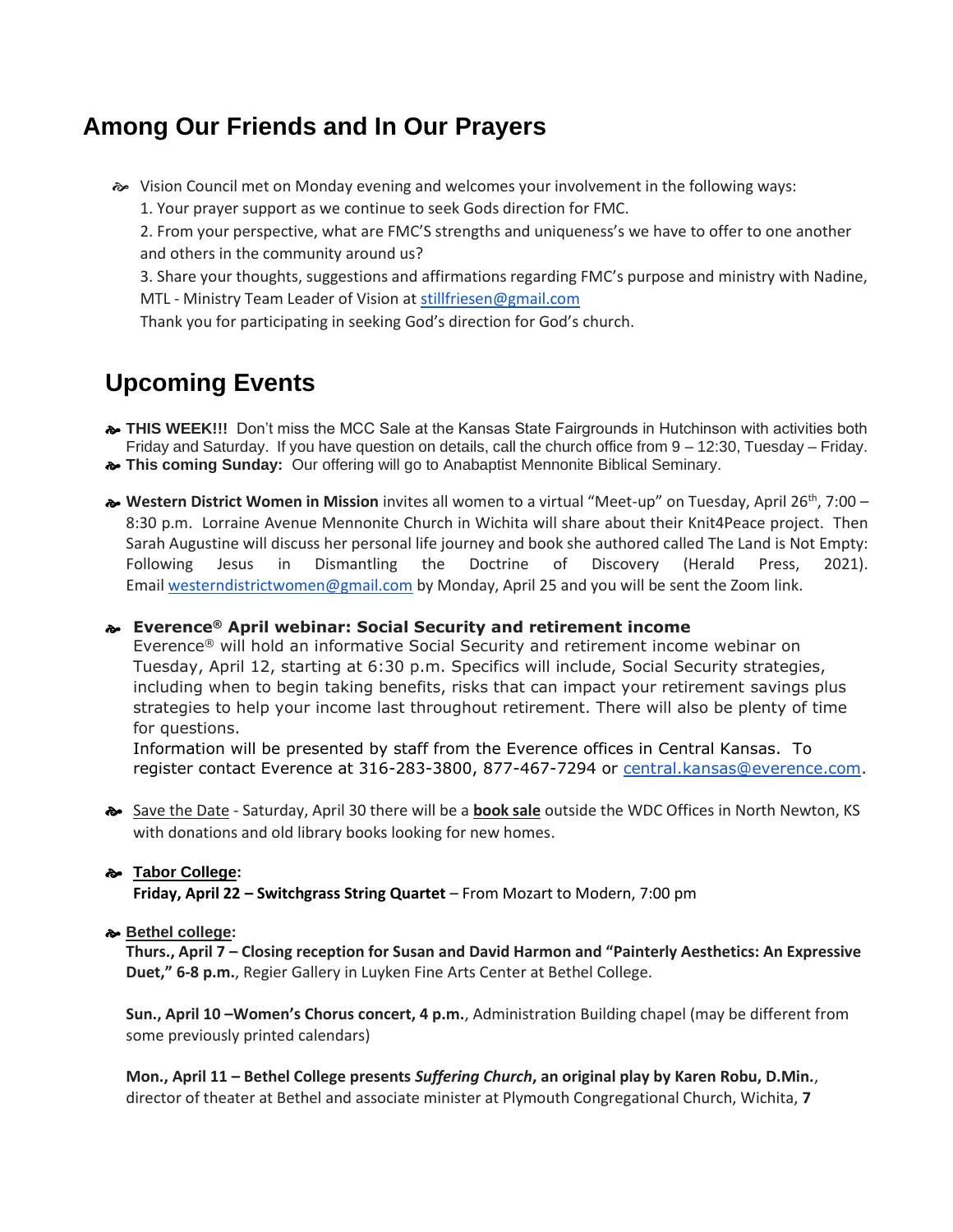## Among Our Friends and In Our Prayers

- Vision Council met on Monday evening and welcomes your involvement in the following ways:
  1. Your prayer support as we continue to seek Gods direction for FMC.
  2. From your perspective, what are FMC'S strengths and uniqueness's we have to offer to one another and others in the community around us?
  3. Share your thoughts, suggestions and affirmations regarding FMC's purpose and ministry with Nadine, MTL - Ministry Team Leader of Vision at stillfriesen@gmail.com

  Thank you for participating in seeking God's direction for God's church.

## Upcoming Events

- **THIS WEEK!!!** Don't miss the MCC Sale at the Kansas State Fairgrounds in Hutchinson with activities both Friday and Saturday. If you have question on details, call the church office from 9 – 12:30, Tuesday – Friday.
- **This coming Sunday:** Our offering will go to Anabaptist Mennonite Biblical Seminary.

- **Western District Women in Mission** invites all women to a virtual "Meet-up" on Tuesday, April 26th, 7:00 – 8:30 p.m. Lorraine Avenue Mennonite Church in Wichita will share about their Knit4Peace project. Then Sarah Augustine will discuss her personal life journey and book she authored called The Land is Not Empty: Following Jesus in Dismantling the Doctrine of Discovery (Herald Press, 2021). Email westerndistrictwomen@gmail.com by Monday, April 25 and you will be sent the Zoom link.

- **Everence® April webinar: Social Security and retirement income**
  Everence® will hold an informative Social Security and retirement income webinar on Tuesday, April 12, starting at 6:30 p.m. Specifics will include, Social Security strategies, including when to begin taking benefits, risks that can impact your retirement savings plus strategies to help your income last throughout retirement. There will also be plenty of time for questions.
  Information will be presented by staff from the Everence offices in Central Kansas. To register contact Everence at 316-283-3800, 877-467-7294 or central.kansas@everence.com.

- Save the Date - Saturday, April 30 there will be a **book sale** outside the WDC Offices in North Newton, KS with donations and old library books looking for new homes.

- **Tabor College:**
  **Friday, April 22 – Switchgrass String Quartet** – From Mozart to Modern, 7:00 pm

- **Bethel college:**
  **Thurs., April 7 – Closing reception for Susan and David Harmon and "Painterly Aesthetics: An Expressive Duet," 6-8 p.m.**, Regier Gallery in Luyken Fine Arts Center at Bethel College.

  **Sun., April 10 –Women's Chorus concert, 4 p.m.**, Administration Building chapel (may be different from some previously printed calendars)

  **Mon., April 11 – Bethel College presents *Suffering Church*, an original play by Karen Robu, D.Min.**, director of theater at Bethel and associate minister at Plymouth Congregational Church, Wichita, **7**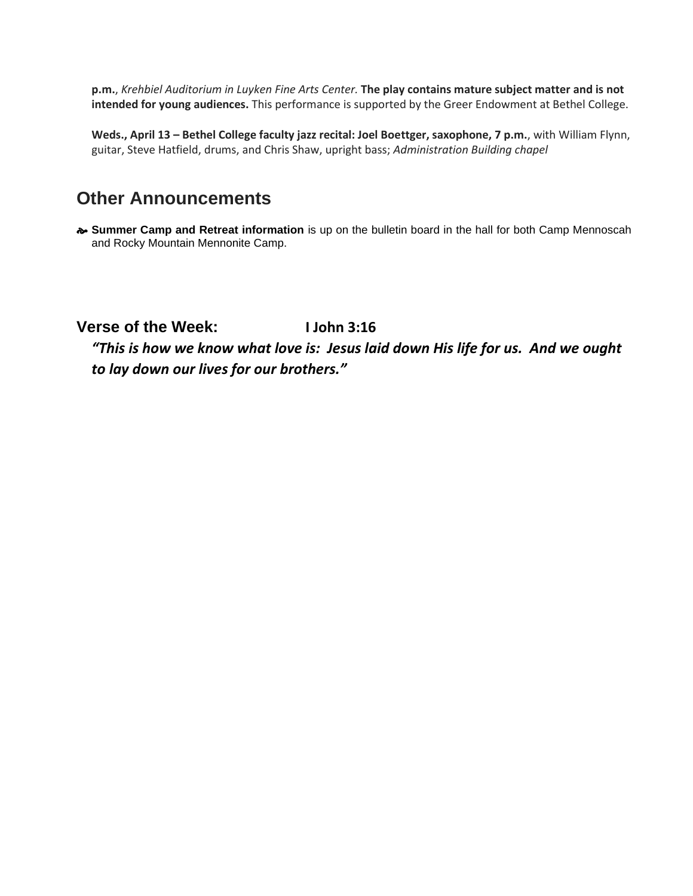**p.m.**, *Krehbiel Auditorium in Luyken Fine Arts Center.* **The play contains mature subject matter and is not intended for young audiences.** This performance is supported by the Greer Endowment at Bethel College.

**Weds., April 13 – Bethel College faculty jazz recital: Joel Boettger, saxophone, 7 p.m.**, with William Flynn, guitar, Steve Hatfield, drums, and Chris Shaw, upright bass; *Administration Building chapel*

## Other Announcements

- **Summer Camp and Retreat information** is up on the bulletin board in the hall for both Camp Mennoscah and Rocky Mountain Mennonite Camp.

## Verse of the Week: **I John 3:16**

***"This is how we know what love is: Jesus laid down His life for us. And we ought to lay down our lives for our brothers."***